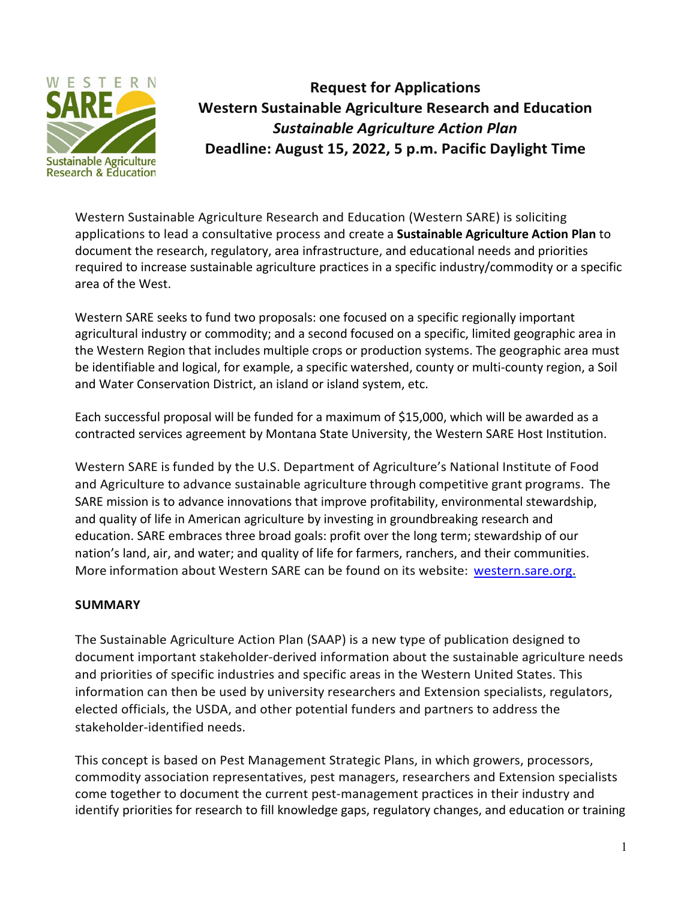# Request for Applications
# Western Sustainable Agriculture Research and Education
# *Sustainable Agriculture Action Plan*
# Deadline: August 15, 2022, 5 p.m. Pacific Daylight Time

Western Sustainable Agriculture Research and Education (Western SARE) is soliciting applications to lead a consultative process and create a **Sustainable Agriculture Action Plan** to document the research, regulatory, area infrastructure, and educational needs and priorities required to increase sustainable agriculture practices in a specific industry/commodity or a specific area of the West.

Western SARE seeks to fund two proposals: one focused on a specific regionally important agricultural industry or commodity; and a second focused on a specific, limited geographic area in the Western Region that includes multiple crops or production systems. The geographic area must be identifiable and logical, for example, a specific watershed, county or multi-county region, a Soil and Water Conservation District, an island or island system, etc.

Each successful proposal will be funded for a maximum of $15,000, which will be awarded as a contracted services agreement by Montana State University, the Western SARE Host Institution.

Western SARE is funded by the U.S. Department of Agriculture's National Institute of Food and Agriculture to advance sustainable agriculture through competitive grant programs. The SARE mission is to advance innovations that improve profitability, environmental stewardship, and quality of life in American agriculture by investing in groundbreaking research and education. SARE embraces three broad goals: profit over the long term; stewardship of our nation's land, air, and water; and quality of life for farmers, ranchers, and their communities. More information about Western SARE can be found on its website: [western.sare.org](western.sare.org).

## SUMMARY

The Sustainable Agriculture Action Plan (SAAP) is a new type of publication designed to document important stakeholder-derived information about the sustainable agriculture needs and priorities of specific industries and specific areas in the Western United States. This information can then be used by university researchers and Extension specialists, regulators, elected officials, the USDA, and other potential funders and partners to address the stakeholder-identified needs.

This concept is based on Pest Management Strategic Plans, in which growers, processors, commodity association representatives, pest managers, researchers and Extension specialists come together to document the current pest-management practices in their industry and identify priorities for research to fill knowledge gaps, regulatory changes, and education or training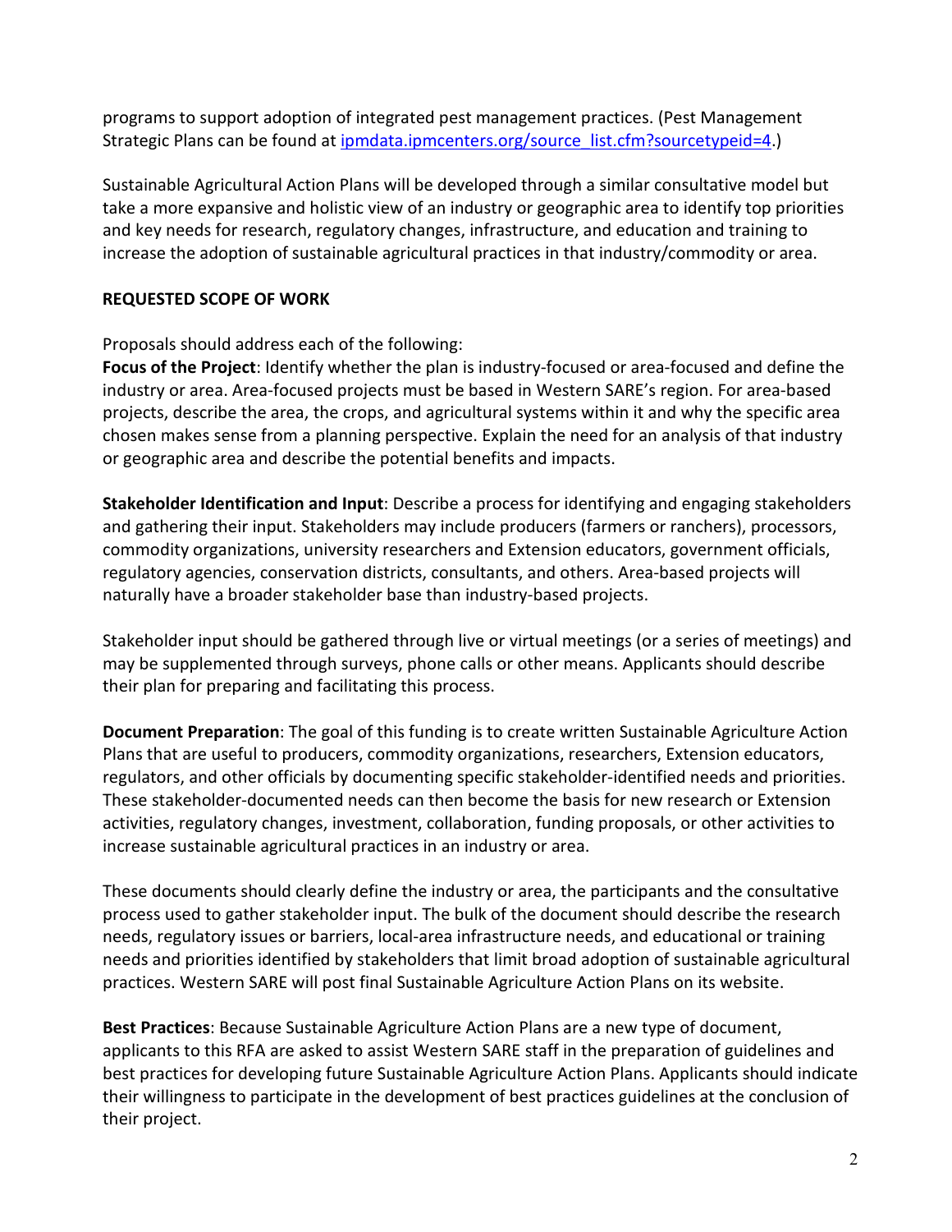programs to support adoption of integrated pest management practices. (Pest Management Strategic Plans can be found at [ipmdata.ipmcenters.org/source_list.cfm?sourcetypeid=4](ipmdata.ipmcenters.org/source_list.cfm?sourcetypeid=4).)

Sustainable Agricultural Action Plans will be developed through a similar consultative model but take a more expansive and holistic view of an industry or geographic area to identify top priorities and key needs for research, regulatory changes, infrastructure, and education and training to increase the adoption of sustainable agricultural practices in that industry/commodity or area.

**REQUESTED SCOPE OF WORK**

Proposals should address each of the following:

**Focus of the Project**: Identify whether the plan is industry-focused or area-focused and define the industry or area. Area-focused projects must be based in Western SARE's region. For area-based projects, describe the area, the crops, and agricultural systems within it and why the specific area chosen makes sense from a planning perspective. Explain the need for an analysis of that industry or geographic area and describe the potential benefits and impacts.

**Stakeholder Identification and Input**: Describe a process for identifying and engaging stakeholders and gathering their input. Stakeholders may include producers (farmers or ranchers), processors, commodity organizations, university researchers and Extension educators, government officials, regulatory agencies, conservation districts, consultants, and others. Area-based projects will naturally have a broader stakeholder base than industry-based projects.

Stakeholder input should be gathered through live or virtual meetings (or a series of meetings) and may be supplemented through surveys, phone calls or other means. Applicants should describe their plan for preparing and facilitating this process.

**Document Preparation**: The goal of this funding is to create written Sustainable Agriculture Action Plans that are useful to producers, commodity organizations, researchers, Extension educators, regulators, and other officials by documenting specific stakeholder-identified needs and priorities. These stakeholder-documented needs can then become the basis for new research or Extension activities, regulatory changes, investment, collaboration, funding proposals, or other activities to increase sustainable agricultural practices in an industry or area.

These documents should clearly define the industry or area, the participants and the consultative process used to gather stakeholder input. The bulk of the document should describe the research needs, regulatory issues or barriers, local-area infrastructure needs, and educational or training needs and priorities identified by stakeholders that limit broad adoption of sustainable agricultural practices. Western SARE will post final Sustainable Agriculture Action Plans on its website.

**Best Practices**: Because Sustainable Agriculture Action Plans are a new type of document, applicants to this RFA are asked to assist Western SARE staff in the preparation of guidelines and best practices for developing future Sustainable Agriculture Action Plans. Applicants should indicate their willingness to participate in the development of best practices guidelines at the conclusion of their project.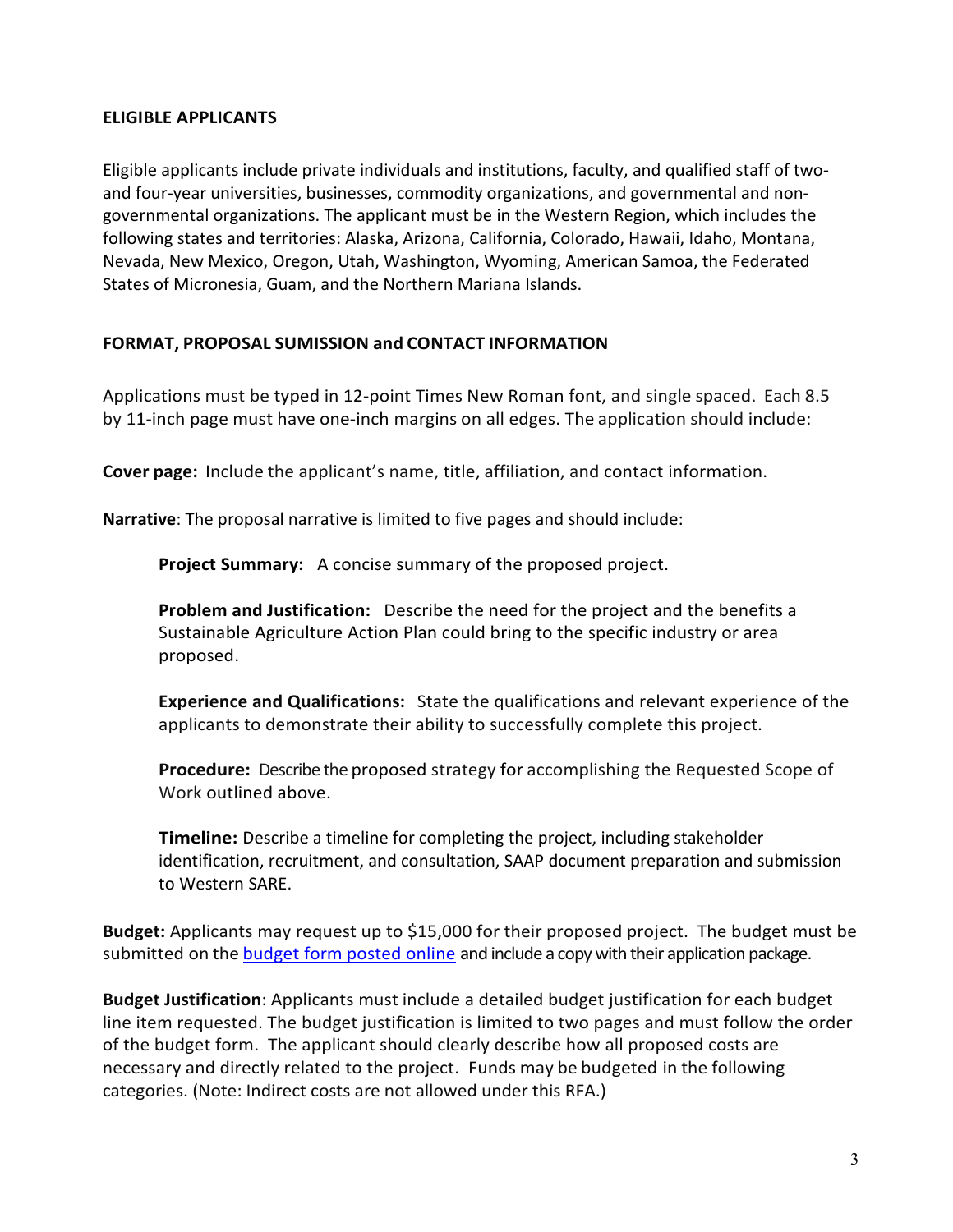## ELIGIBLE APPLICANTS

Eligible applicants include private individuals and institutions, faculty, and qualified staff of two- and four-year universities, businesses, commodity organizations, and governmental and non-governmental organizations. The applicant must be in the Western Region, which includes the following states and territories: Alaska, Arizona, California, Colorado, Hawaii, Idaho, Montana, Nevada, New Mexico, Oregon, Utah, Washington, Wyoming, American Samoa, the Federated States of Micronesia, Guam, and the Northern Mariana Islands.

## FORMAT, PROPOSAL SUMISSION and CONTACT INFORMATION

Applications must be typed in 12-point Times New Roman font, and single spaced. Each 8.5 by 11-inch page must have one-inch margins on all edges. The application should include:

**Cover page:** Include the applicant's name, title, affiliation, and contact information.

**Narrative**: The proposal narrative is limited to five pages and should include:

> **Project Summary:** A concise summary of the proposed project.
>
> **Problem and Justification:** Describe the need for the project and the benefits a Sustainable Agriculture Action Plan could bring to the specific industry or area proposed.
>
> **Experience and Qualifications:** State the qualifications and relevant experience of the applicants to demonstrate their ability to successfully complete this project.
>
> **Procedure:** Describe the proposed strategy for accomplishing the Requested Scope of Work outlined above.
>
> **Timeline:** Describe a timeline for completing the project, including stakeholder identification, recruitment, and consultation, SAAP document preparation and submission to Western SARE.

**Budget:** Applicants may request up to $15,000 for their proposed project. The budget must be submitted on the budget form posted online and include a copy with their application package.

**Budget Justification**: Applicants must include a detailed budget justification for each budget line item requested. The budget justification is limited to two pages and must follow the order of the budget form. The applicant should clearly describe how all proposed costs are necessary and directly related to the project. Funds may be budgeted in the following categories. (Note: Indirect costs are not allowed under this RFA.)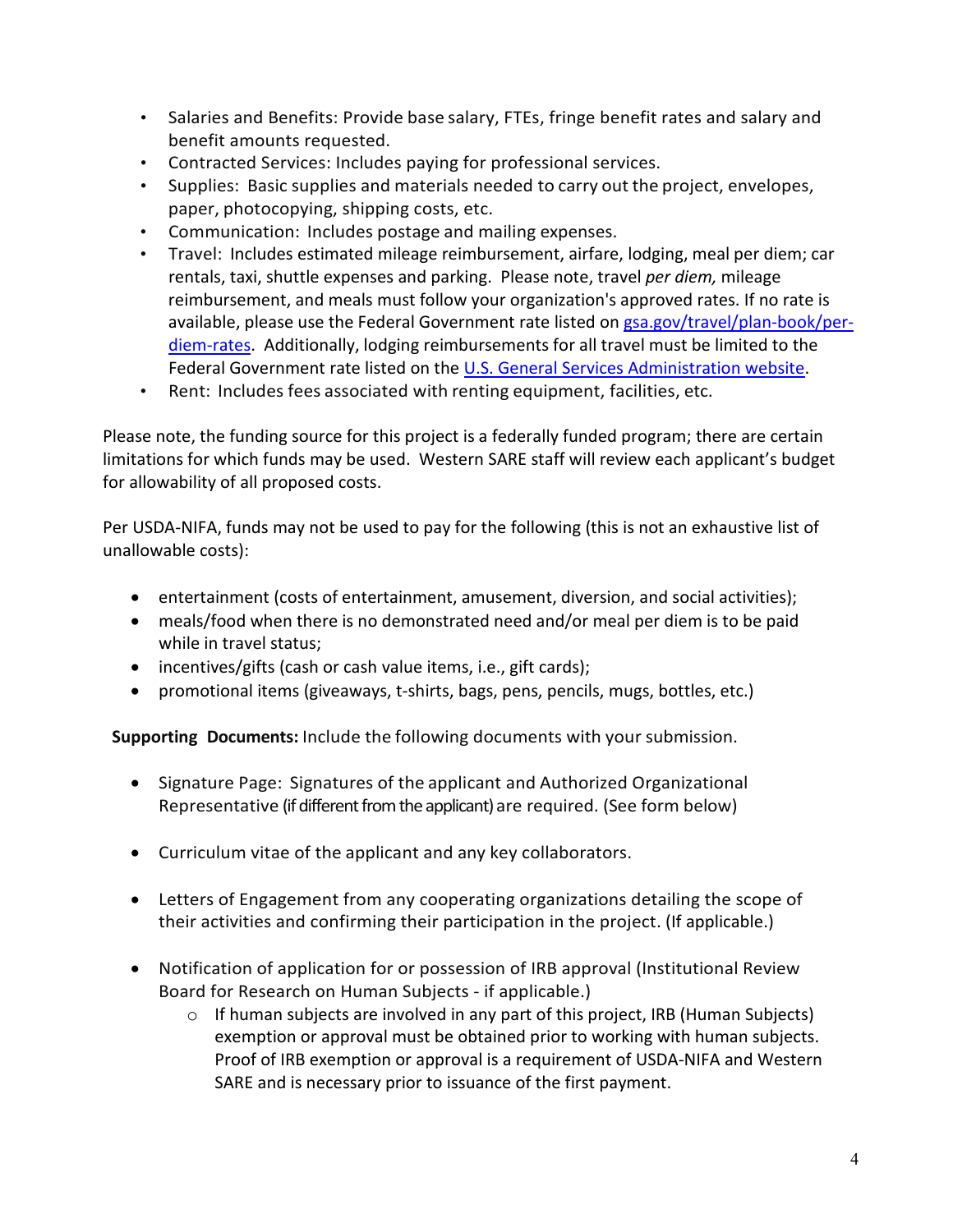- Salaries and Benefits: Provide base salary, FTEs, fringe benefit rates and salary and benefit amounts requested.
- Contracted Services: Includes paying for professional services.
- Supplies: Basic supplies and materials needed to carry out the project, envelopes, paper, photocopying, shipping costs, etc.
- Communication: Includes postage and mailing expenses.
- Travel: Includes estimated mileage reimbursement, airfare, lodging, meal per diem; car rentals, taxi, shuttle expenses and parking. Please note, travel *per diem,* mileage reimbursement, and meals must follow your organization's approved rates. If no rate is available, please use the Federal Government rate listed on [gsa.gov/travel/plan-book/per-diem-rates](gsa.gov/travel/plan-book/per-diem-rates). Additionally, lodging reimbursements for all travel must be limited to the Federal Government rate listed on the [U.S. General Services Administration website](U.S. General Services Administration website).
- Rent: Includes fees associated with renting equipment, facilities, etc.

Please note, the funding source for this project is a federally funded program; there are certain limitations for which funds may be used. Western SARE staff will review each applicant's budget for allowability of all proposed costs.

Per USDA-NIFA, funds may not be used to pay for the following (this is not an exhaustive list of unallowable costs):

- entertainment (costs of entertainment, amusement, diversion, and social activities);
- meals/food when there is no demonstrated need and/or meal per diem is to be paid while in travel status;
- incentives/gifts (cash or cash value items, i.e., gift cards);
- promotional items (giveaways, t-shirts, bags, pens, pencils, mugs, bottles, etc.)

**Supporting Documents:** Include the following documents with your submission.

- Signature Page: Signatures of the applicant and Authorized Organizational Representative (if different from the applicant) are required. (See form below)
- Curriculum vitae of the applicant and any key collaborators.
- Letters of Engagement from any cooperating organizations detailing the scope of their activities and confirming their participation in the project. (If applicable.)
- Notification of application for or possession of IRB approval (Institutional Review Board for Research on Human Subjects - if applicable.)
  - If human subjects are involved in any part of this project, IRB (Human Subjects) exemption or approval must be obtained prior to working with human subjects. Proof of IRB exemption or approval is a requirement of USDA-NIFA and Western SARE and is necessary prior to issuance of the first payment.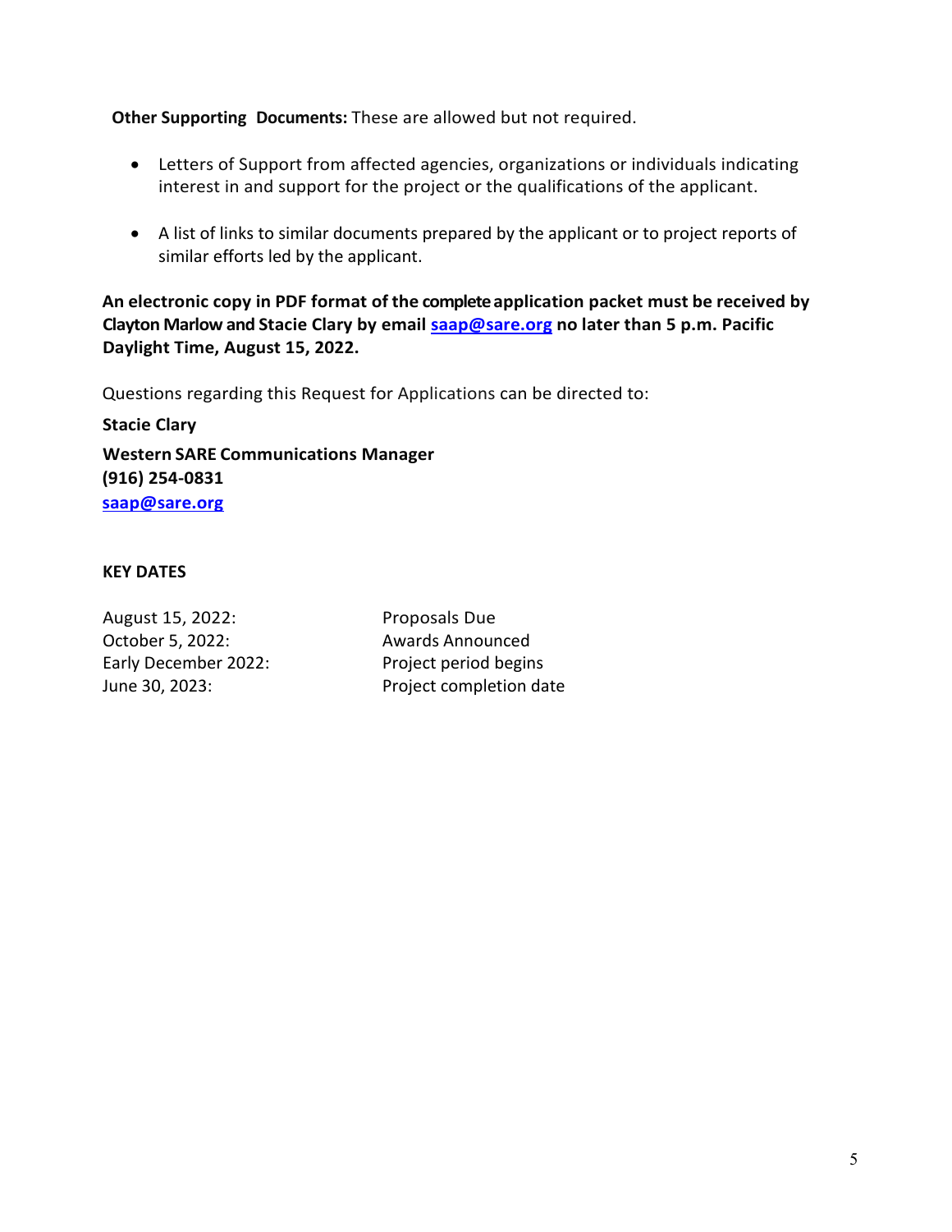**Other Supporting Documents:** These are allowed but not required.

- Letters of Support from affected agencies, organizations or individuals indicating interest in and support for the project or the qualifications of the applicant.
- A list of links to similar documents prepared by the applicant or to project reports of similar efforts led by the applicant.

**An electronic copy in PDF format of the complete application packet must be received by Clayton Marlow and Stacie Clary by email [saap@sare.org](mailto:saap@sare.org) no later than 5 p.m. Pacific Daylight Time, August 15, 2022.**

Questions regarding this Request for Applications can be directed to:

**Stacie Clary**
**Western SARE Communications Manager**
**(916) 254-0831**
**[saap@sare.org](mailto:saap@sare.org)**

**KEY DATES**

| | |
|---|---|
| August 15, 2022: | Proposals Due |
| October 5, 2022: | Awards Announced |
| Early December 2022: | Project period begins |
| June 30, 2023: | Project completion date |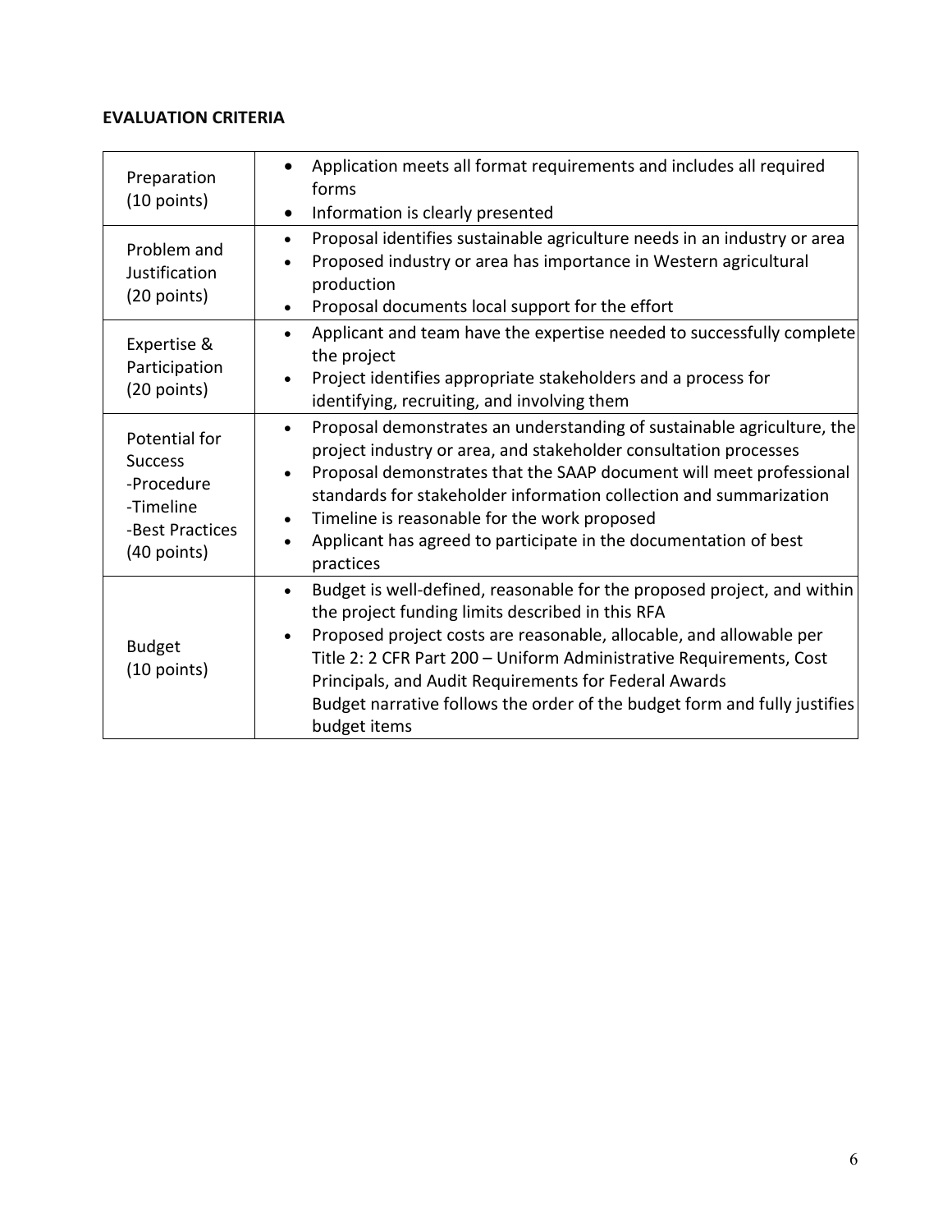**EVALUATION CRITERIA**

| | |
|---|---|
| Preparation (10 points) | • Application meets all format requirements and includes all required forms<br>• Information is clearly presented |
| Problem and Justification (20 points) | • Proposal identifies sustainable agriculture needs in an industry or area<br>• Proposed industry or area has importance in Western agricultural production<br>• Proposal documents local support for the effort |
| Expertise & Participation (20 points) | • Applicant and team have the expertise needed to successfully complete the project<br>• Project identifies appropriate stakeholders and a process for identifying, recruiting, and involving them |
| Potential for Success<br>-Procedure<br>-Timeline<br>-Best Practices<br>(40 points) | • Proposal demonstrates an understanding of sustainable agriculture, the project industry or area, and stakeholder consultation processes<br>• Proposal demonstrates that the SAAP document will meet professional standards for stakeholder information collection and summarization<br>• Timeline is reasonable for the work proposed<br>• Applicant has agreed to participate in the documentation of best practices |
| Budget (10 points) | • Budget is well-defined, reasonable for the proposed project, and within the project funding limits described in this RFA<br>• Proposed project costs are reasonable, allocable, and allowable per Title 2: 2 CFR Part 200 – Uniform Administrative Requirements, Cost Principals, and Audit Requirements for Federal Awards<br>Budget narrative follows the order of the budget form and fully justifies budget items |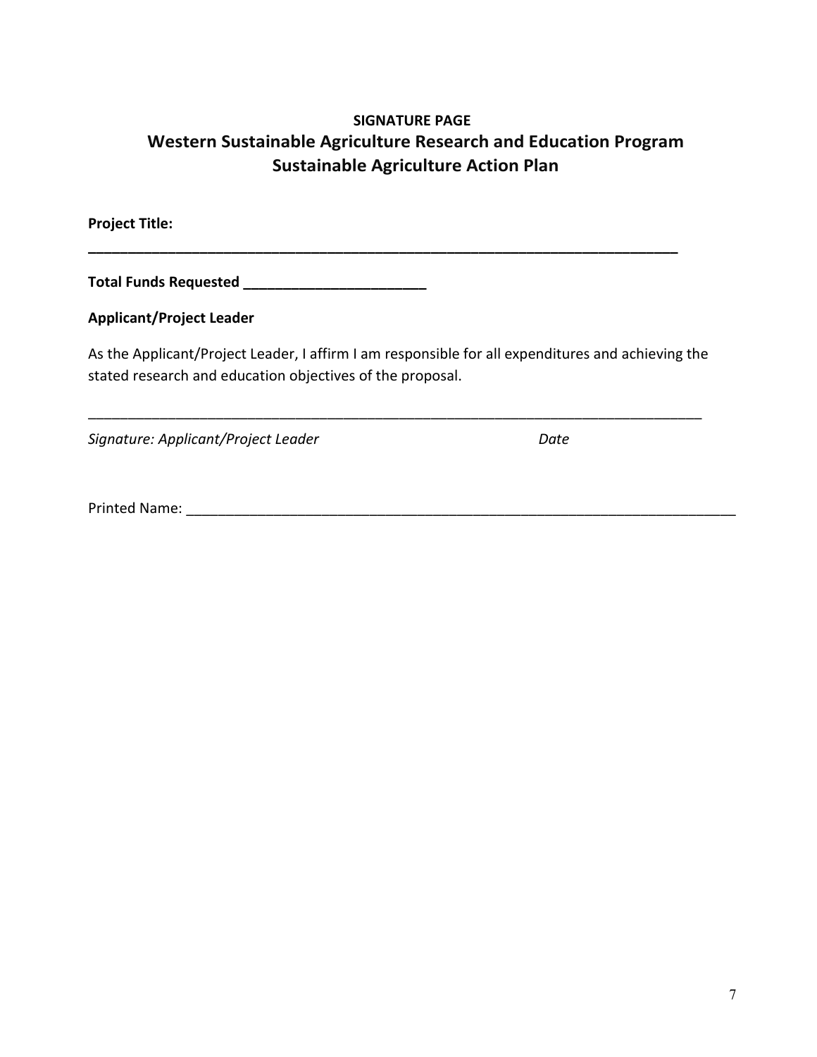**SIGNATURE PAGE**

## Western Sustainable Agriculture Research and Education Program
## Sustainable Agriculture Action Plan

**Project Title:**

**______________________________________________________________________________**

**Total Funds Requested ________________________**

**Applicant/Project Leader**

As the Applicant/Project Leader, I affirm I am responsible for all expenditures and achieving the stated research and education objectives of the proposal.

________________________________________________________________________________

*Signature: Applicant/Project Leader* *Date*

Printed Name: __________________________________________________________________________